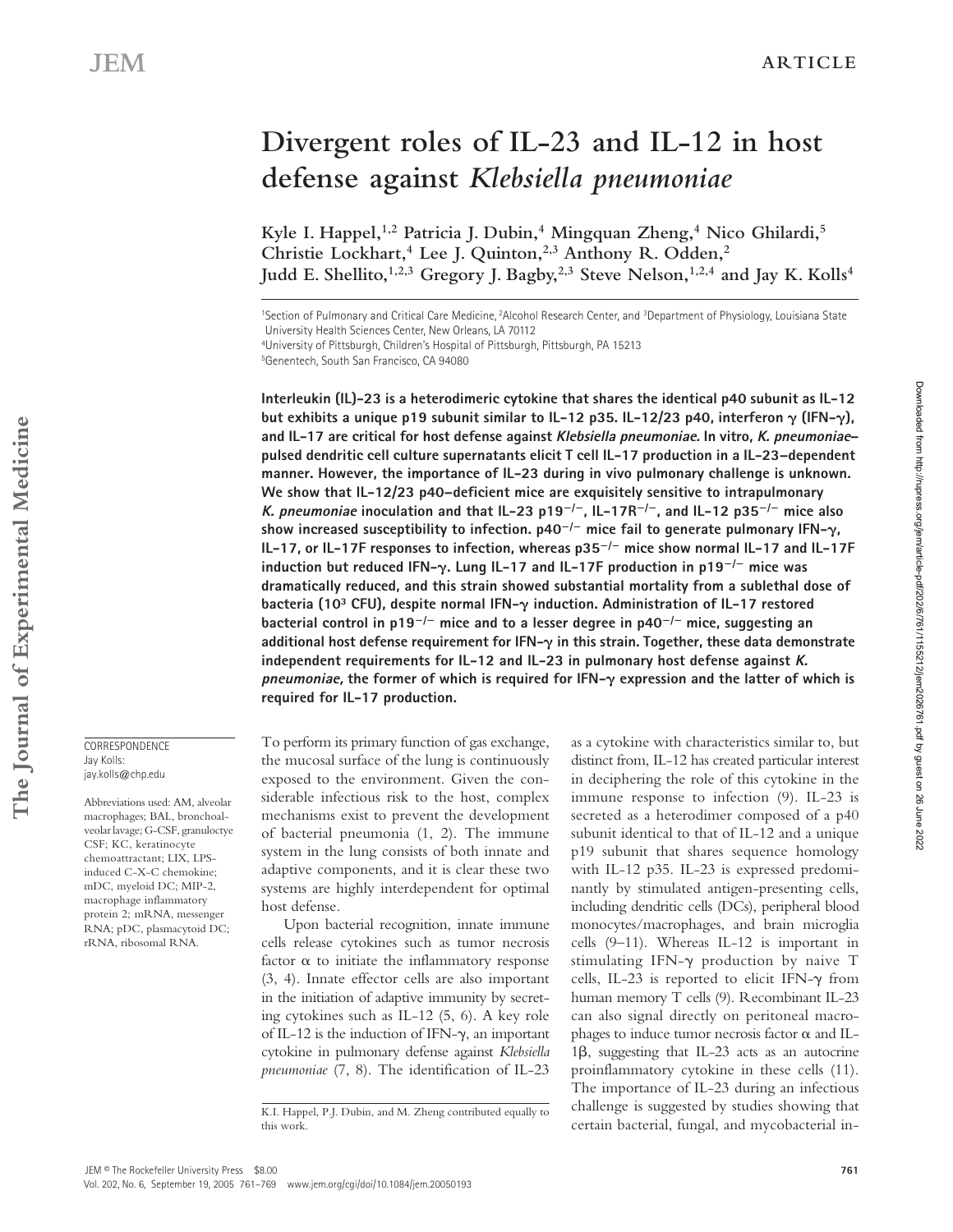# Divergent roles of IL-23 and IL-12 in host defense against *Klebsiella pneumoniae*

Kyle I. Happel,[1,2] Patricia J. Dubin,[4] Mingquan Zheng,[4] Nico Ghilardi,[5] Christie Lockhart,[4] Lee J. Quinton,[2,3] Anthony R. Odden,[2] Judd E. Shellito,[1,2,3] Gregory J. Bagby,[2,3] Steve Nelson,[1,2,4] and Jay K. Kolls[4]

[1]Section of Pulmonary and Critical Care Medicine, [2]Alcohol Research Center, and [3]Department of Physiology, Louisiana State University Health Sciences Center, New Orleans, LA 70112
[4]University of Pittsburgh, Children's Hospital of Pittsburgh, Pittsburgh, PA 15213
[5]Genentech, South San Francisco, CA 94080

**Interleukin (IL)-23 is a heterodimeric cytokine that shares the identical p40 subunit as IL-12 but exhibits a unique p19 subunit similar to IL-12 p35. IL-12/23 p40, interferon γ (IFN-γ), and IL-17 are critical for host defense against *Klebsiella pneumoniae*. In vitro, *K. pneumoniae*–pulsed dendritic cell culture supernatants elicit T cell IL-17 production in a IL-23–dependent manner. However, the importance of IL-23 during in vivo pulmonary challenge is unknown. We show that IL-12/23 p40–deficient mice are exquisitely sensitive to intrapulmonary *K. pneumoniae* inoculation and that IL-23 p19$^{-/-}$, IL-17R$^{-/-}$, and IL-12 p35$^{-/-}$ mice also show increased susceptibility to infection. p40$^{-/-}$ mice fail to generate pulmonary IFN-γ, IL-17, or IL-17F responses to infection, whereas p35$^{-/-}$ mice show normal IL-17 and IL-17F induction but reduced IFN-γ. Lung IL-17 and IL-17F production in p19$^{-/-}$ mice was dramatically reduced, and this strain showed substantial mortality from a sublethal dose of bacteria ($10^3$ CFU), despite normal IFN-γ induction. Administration of IL-17 restored bacterial control in p19$^{-/-}$ mice and to a lesser degree in p40$^{-/-}$ mice, suggesting an additional host defense requirement for IFN-γ in this strain. Together, these data demonstrate independent requirements for IL-12 and IL-23 in pulmonary host defense against *K. pneumoniae*, the former of which is required for IFN-γ expression and the latter of which is required for IL-17 production.**

CORRESPONDENCE
Jay Kolls:
jay.kolls@chp.edu

Abbreviations used: AM, alveolar macrophages; BAL, bronchoalveolar lavage; G-CSF, granuloctye CSF; KC, keratinocyte chemoattractant; LIX, LPS-induced C-X-C chemokine; mDC, myeloid DC; MIP-2, macrophage inflammatory protein 2; mRNA, messenger RNA; pDC, plasmacytoid DC; rRNA, ribosomal RNA.

To perform its primary function of gas exchange, the mucosal surface of the lung is continuously exposed to the environment. Given the considerable infectious risk to the host, complex mechanisms exist to prevent the development of bacterial pneumonia (1, 2). The immune system in the lung consists of both innate and adaptive components, and it is clear these two systems are highly interdependent for optimal host defense.

Upon bacterial recognition, innate immune cells release cytokines such as tumor necrosis factor α to initiate the inflammatory response (3, 4). Innate effector cells are also important in the initiation of adaptive immunity by secreting cytokines such as IL-12 (5, 6). A key role of IL-12 is the induction of IFN-γ, an important cytokine in pulmonary defense against *Klebsiella pneumoniae* (7, 8). The identification of IL-23 as a cytokine with characteristics similar to, but distinct from, IL-12 has created particular interest in deciphering the role of this cytokine in the immune response to infection (9). IL-23 is secreted as a heterodimer composed of a p40 subunit identical to that of IL-12 and a unique p19 subunit that shares sequence homology with IL-12 p35. IL-23 is expressed predominantly by stimulated antigen-presenting cells, including dendritic cells (DCs), peripheral blood monocytes/macrophages, and brain microglia cells (9–11). Whereas IL-12 is important in stimulating IFN-γ production by naive T cells, IL-23 is reported to elicit IFN-γ from human memory T cells (9). Recombinant IL-23 can also signal directly on peritoneal macrophages to induce tumor necrosis factor α and IL-1β, suggesting that IL-23 acts as an autocrine proinflammatory cytokine in these cells (11). The importance of IL-23 during an infectious challenge is suggested by studies showing that certain bacterial, fungal, and mycobacterial in-

K.I. Happel, P.J. Dubin, and M. Zheng contributed equally to this work.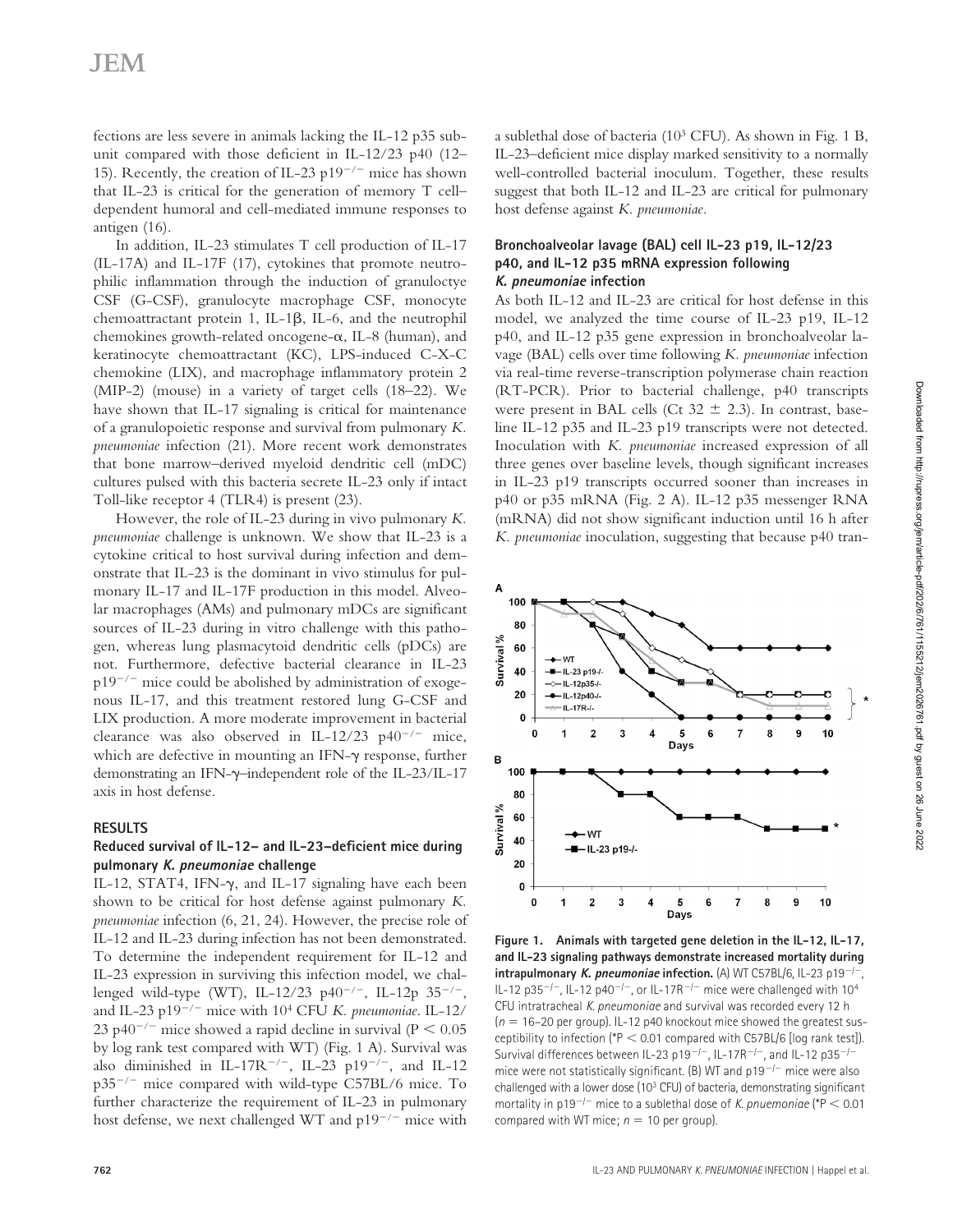fections are less severe in animals lacking the IL-12 p35 subunit compared with those deficient in IL-12/23 p40 (12–15). Recently, the creation of IL-23 $p19^{-/-}$ mice has shown that IL-23 is critical for the generation of memory T cell–dependent humoral and cell-mediated immune responses to antigen (16).

In addition, IL-23 stimulates T cell production of IL-17 (IL-17A) and IL-17F (17), cytokines that promote neutrophilic inflammation through the induction of granuloctye CSF (G-CSF), granulocyte macrophage CSF, monocyte chemoattractant protein 1, IL-1β, IL-6, and the neutrophil chemokines growth-related oncogene-α, IL-8 (human), and keratinocyte chemoattractant (KC), LPS-induced C-X-C chemokine (LIX), and macrophage inflammatory protein 2 (MIP-2) (mouse) in a variety of target cells (18–22). We have shown that IL-17 signaling is critical for maintenance of a granulopoietic response and survival from pulmonary *K. pneumoniae* infection (21). More recent work demonstrates that bone marrow–derived myeloid dendritic cell (mDC) cultures pulsed with this bacteria secrete IL-23 only if intact Toll-like receptor 4 (TLR4) is present (23).

However, the role of IL-23 during in vivo pulmonary *K. pneumoniae* challenge is unknown. We show that IL-23 is a cytokine critical to host survival during infection and demonstrate that IL-23 is the dominant in vivo stimulus for pulmonary IL-17 and IL-17F production in this model. Alveolar macrophages (AMs) and pulmonary mDCs are significant sources of IL-23 during in vitro challenge with this pathogen, whereas lung plasmacytoid dendritic cells (pDCs) are not. Furthermore, defective bacterial clearance in IL-23 $p19^{-/-}$ mice could be abolished by administration of exogenous IL-17, and this treatment restored lung G-CSF and LIX production. A more moderate improvement in bacterial clearance was also observed in IL-12/23 $p40^{-/-}$ mice, which are defective in mounting an IFN-γ response, further demonstrating an IFN-γ–independent role of the IL-23/IL-17 axis in host defense.

## RESULTS

### Reduced survival of IL-12– and IL-23–deficient mice during pulmonary *K. pneumoniae* challenge

IL-12, STAT4, IFN-γ, and IL-17 signaling have each been shown to be critical for host defense against pulmonary *K. pneumoniae* infection (6, 21, 24). However, the precise role of IL-12 and IL-23 during infection has not been demonstrated. To determine the independent requirement for IL-12 and IL-23 expression in surviving this infection model, we challenged wild-type (WT), IL-12/23 $p40^{-/-}$, IL-12p $35^{-/-}$, and IL-23 $p19^{-/-}$ mice with $10^4$ CFU *K. pneumoniae*. IL-12/23 $p40^{-/-}$ mice showed a rapid decline in survival ($P < 0.05$ by log rank test compared with WT) (Fig. 1 A). Survival was also diminished in IL-$17R^{-/-}$, IL-23 $p19^{-/-}$, and IL-12 $p35^{-/-}$ mice compared with wild-type C57BL/6 mice. To further characterize the requirement of IL-23 in pulmonary host defense, we next challenged WT and $p19^{-/-}$ mice with a sublethal dose of bacteria ($10^3$ CFU). As shown in Fig. 1 B, IL-23–deficient mice display marked sensitivity to a normally well-controlled bacterial inoculum. Together, these results suggest that both IL-12 and IL-23 are critical for pulmonary host defense against *K. pneumoniae*.

### Bronchoalveolar lavage (BAL) cell IL-23 p19, IL-12/23 p40, and IL-12 p35 mRNA expression following *K. pneumoniae* infection

As both IL-12 and IL-23 are critical for host defense in this model, we analyzed the time course of IL-23 p19, IL-12 p40, and IL-12 p35 gene expression in bronchoalveolar lavage (BAL) cells over time following *K. pneumoniae* infection via real-time reverse-transcription polymerase chain reaction (RT-PCR). Prior to bacterial challenge, p40 transcripts were present in BAL cells (Ct 32 ± 2.3). In contrast, baseline IL-12 p35 and IL-23 p19 transcripts were not detected. Inoculation with *K. pneumoniae* increased expression of all three genes over baseline levels, though significant increases in IL-23 p19 transcripts occurred sooner than increases in p40 or p35 mRNA (Fig. 2 A). IL-12 p35 messenger RNA (mRNA) did not show significant induction until 16 h after *K. pneumoniae* inoculation, suggesting that because p40 tran-

**Figure 1. Animals with targeted gene deletion in the IL-12, IL-17, and IL-23 signaling pathways demonstrate increased mortality during intrapulmonary *K. pneumoniae* infection.** (A) WT C57BL/6, IL-23 $p19^{-/-}$, IL-12 $p35^{-/-}$, IL-12 $p40^{-/-}$, or IL-$17R^{-/-}$ mice were challenged with $10^4$ CFU intratracheal *K. pneumoniae* and survival was recorded every 12 h ($n$ = 16–20 per group). IL-12 p40 knockout mice showed the greatest susceptibility to infection (*$P < 0.01$ compared with C57BL/6 [log rank test]). Survival differences between IL-23 $p19^{-/-}$, IL-$17R^{-/-}$, and IL-12 $p35^{-/-}$ mice were not statistically significant. (B) WT and $p19^{-/-}$ mice were also challenged with a lower dose ($10^3$ CFU) of bacteria, demonstrating significant mortality in $p19^{-/-}$ mice to a sublethal dose of *K. pnuemoniae* (*$P < 0.01$ compared with WT mice; $n$ = 10 per group).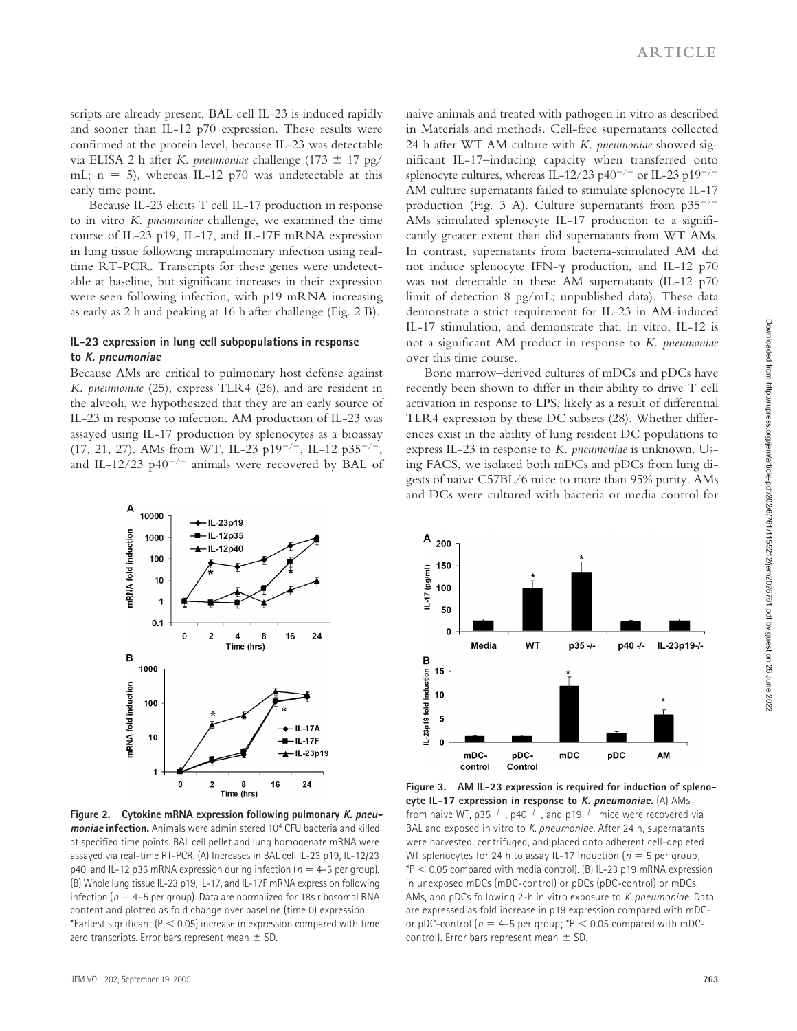scripts are already present, BAL cell IL-23 is induced rapidly and sooner than IL-12 p70 expression. These results were confirmed at the protein level, because IL-23 was detectable via ELISA 2 h after *K. pneumoniae* challenge (173 ± 17 pg/mL; n = 5), whereas IL-12 p70 was undetectable at this early time point.

Because IL-23 elicits T cell IL-17 production in response to in vitro *K. pneumoniae* challenge, we examined the time course of IL-23 p19, IL-17, and IL-17F mRNA expression in lung tissue following intrapulmonary infection using real-time RT-PCR. Transcripts for these genes were undetectable at baseline, but significant increases in their expression were seen following infection, with p19 mRNA increasing as early as 2 h and peaking at 16 h after challenge (Fig. 2 B).

### IL-23 expression in lung cell subpopulations in response to *K. pneumoniae*

Because AMs are critical to pulmonary host defense against *K. pneumoniae* (25), express TLR4 (26), and are resident in the alveoli, we hypothesized that they are an early source of IL-23 in response to infection. AM production of IL-23 was assayed using IL-17 production by splenocytes as a bioassay (17, 21, 27). AMs from WT, IL-23 p19$^{-/-}$, IL-12 p35$^{-/-}$, and IL-12/23 p40$^{-/-}$ animals were recovered by BAL of naive animals and treated with pathogen in vitro as described in Materials and methods. Cell-free supernatants collected 24 h after WT AM culture with *K. pneumoniae* showed significant IL-17–inducing capacity when transferred onto splenocyte cultures, whereas IL-12/23 p40$^{-/-}$ or IL-23 p19$^{-/-}$ AM culture supernatants failed to stimulate splenocyte IL-17 production (Fig. 3 A). Culture supernatants from p35$^{-/-}$ AMs stimulated splenocyte IL-17 production to a significantly greater extent than did supernatants from WT AMs. In contrast, supernatants from bacteria-stimulated AM did not induce splenocyte IFN-γ production, and IL-12 p70 was not detectable in these AM supernatants (IL-12 p70 limit of detection 8 pg/mL; unpublished data). These data demonstrate a strict requirement for IL-23 in AM-induced IL-17 stimulation, and demonstrate that, in vitro, IL-12 is not a significant AM product in response to *K. pneumoniae* over this time course.

Bone marrow–derived cultures of mDCs and pDCs have recently been shown to differ in their ability to drive T cell activation in response to LPS, likely as a result of differential TLR4 expression by these DC subsets (28). Whether differences exist in the ability of lung resident DC populations to express IL-23 in response to *K. pneumoniae* is unknown. Using FACS, we isolated both mDCs and pDCs from lung digests of naive C57BL/6 mice to more than 95% purity. AMs and DCs were cultured with bacteria or media control for

**Figure 2. Cytokine mRNA expression following pulmonary *K. pneumoniae* infection.** Animals were administered $10^4$ CFU bacteria and killed at specified time points. BAL cell pellet and lung homogenate mRNA were assayed via real-time RT-PCR. (A) Increases in BAL cell IL-23 p19, IL-12/23 p40, and IL-12 p35 mRNA expression during infection ($n$ = 4–5 per group). (B) Whole lung tissue IL-23 p19, IL-17, and IL-17F mRNA expression following infection ($n$ = 4–5 per group). Data are normalized for 18s ribosomal RNA content and plotted as fold change over baseline (time 0) expression. *Earliest significant ($P < 0.05$) increase in expression compared with time zero transcripts. Error bars represent mean ± SD.

**Figure 3. AM IL-23 expression is required for induction of splenocyte IL-17 expression in response to *K. pneumoniae*.** (A) AMs from naive WT, p35$^{-/-}$, p40$^{-/-}$, and p19$^{-/-}$ mice were recovered via BAL and exposed in vitro to *K. pneumoniae*. After 24 h, supernatants were harvested, centrifuged, and placed onto adherent cell-depleted WT splenocytes for 24 h to assay IL-17 induction ($n$ = 5 per group; *$P < 0.05$ compared with media control). (B) IL-23 p19 mRNA expression in unexposed mDCs (mDC-control) or pDCs (pDC-control) or mDCs, AMs, and pDCs following 2-h in vitro exposure to *K. pneumoniae*. Data are expressed as fold increase in p19 expression compared with mDC- or pDC-control ($n$ = 4–5 per group; *$P < 0.05$ compared with mDC-control). Error bars represent mean ± SD.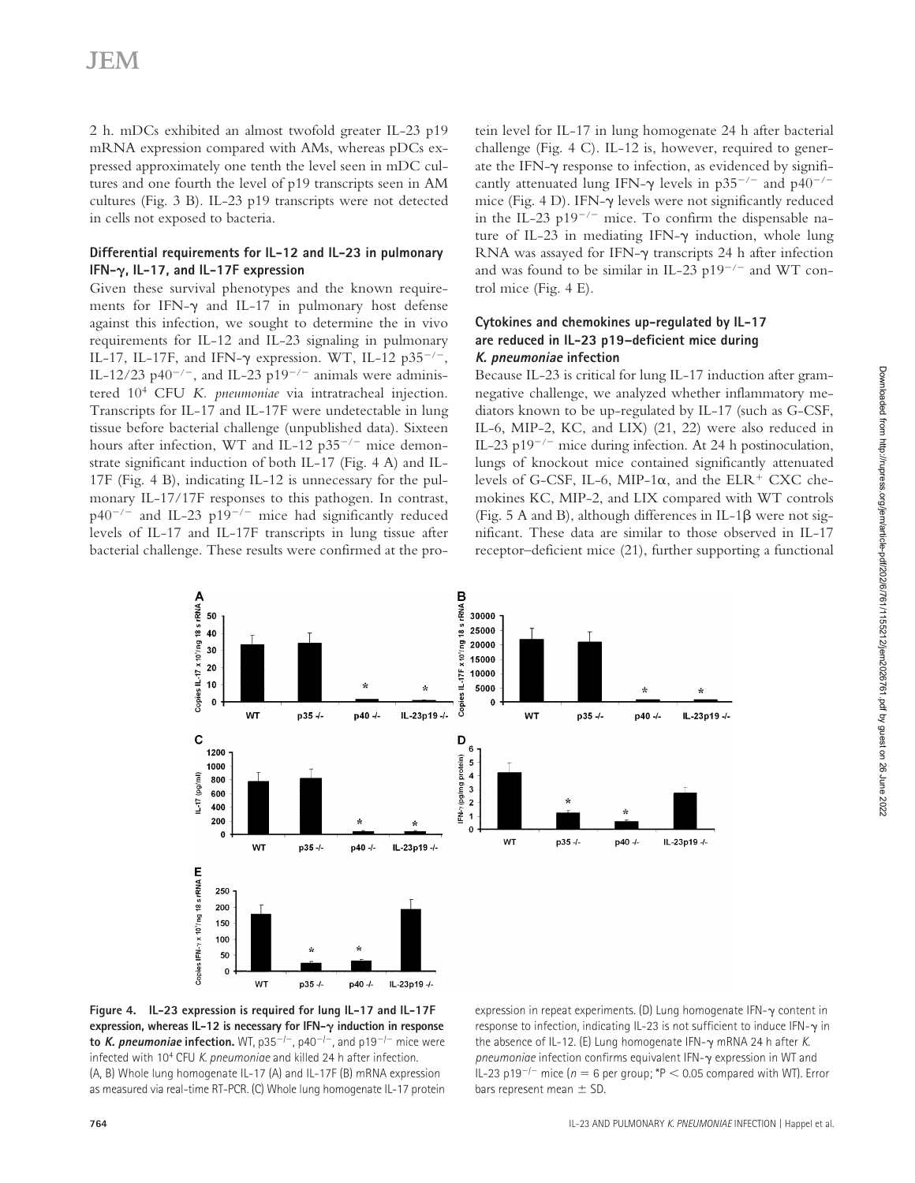2 h. mDCs exhibited an almost twofold greater IL-23 p19 mRNA expression compared with AMs, whereas pDCs expressed approximately one tenth the level seen in mDC cultures and one fourth the level of p19 transcripts seen in AM cultures (Fig. 3 B). IL-23 p19 transcripts were not detected in cells not exposed to bacteria.

### Differential requirements for IL-12 and IL-23 in pulmonary IFN-γ, IL-17, and IL-17F expression

Given these survival phenotypes and the known requirements for IFN-γ and IL-17 in pulmonary host defense against this infection, we sought to determine the in vivo requirements for IL-12 and IL-23 signaling in pulmonary IL-17, IL-17F, and IFN-γ expression. WT, IL-12 $p35^{-/-}$, IL-12/23 $p40^{-/-}$, and IL-23 $p19^{-/-}$ animals were administered $10^4$ CFU *K. pneumoniae* via intratracheal injection. Transcripts for IL-17 and IL-17F were undetectable in lung tissue before bacterial challenge (unpublished data). Sixteen hours after infection, WT and IL-12 $p35^{-/-}$ mice demonstrate significant induction of both IL-17 (Fig. 4 A) and IL-17F (Fig. 4 B), indicating IL-12 is unnecessary for the pulmonary IL-17/17F responses to this pathogen. In contrast, $p40^{-/-}$ and IL-23 $p19^{-/-}$ mice had significantly reduced levels of IL-17 and IL-17F transcripts in lung tissue after bacterial challenge. These results were confirmed at the protein level for IL-17 in lung homogenate 24 h after bacterial challenge (Fig. 4 C). IL-12 is, however, required to generate the IFN-γ response to infection, as evidenced by significantly attenuated lung IFN-γ levels in $p35^{-/-}$ and $p40^{-/-}$ mice (Fig. 4 D). IFN-γ levels were not significantly reduced in the IL-23 $p19^{-/-}$ mice. To confirm the dispensable nature of IL-23 in mediating IFN-γ induction, whole lung RNA was assayed for IFN-γ transcripts 24 h after infection and was found to be similar in IL-23 $p19^{-/-}$ and WT control mice (Fig. 4 E).

### Cytokines and chemokines up-regulated by IL-17 are reduced in IL-23 p19–deficient mice during *K. pneumoniae* infection

Because IL-23 is critical for lung IL-17 induction after gram-negative challenge, we analyzed whether inflammatory mediators known to be up-regulated by IL-17 (such as G-CSF, IL-6, MIP-2, KC, and LIX) (21, 22) were also reduced in IL-23 $p19^{-/-}$ mice during infection. At 24 h postinoculation, lungs of knockout mice contained significantly attenuated levels of G-CSF, IL-6, MIP-1α, and the $ELR^+$ CXC chemokines KC, MIP-2, and LIX compared with WT controls (Fig. 5 A and B), although differences in IL-1β were not significant. These data are similar to those observed in IL-17 receptor–deficient mice (21), further supporting a functional

**Figure 4. IL-23 expression is required for lung IL-17 and IL-17F expression, whereas IL-12 is necessary for IFN-γ induction in response to *K. pneumoniae* infection.** WT, $p35^{-/-}$, $p40^{-/-}$, and $p19^{-/-}$ mice were infected with $10^4$ CFU *K. pneumoniae* and killed 24 h after infection. (A, B) Whole lung homogenate IL-17 (A) and IL-17F (B) mRNA expression as measured via real-time RT-PCR. (C) Whole lung homogenate IL-17 protein expression in repeat experiments. (D) Lung homogenate IFN-γ content in response to infection, indicating IL-23 is not sufficient to induce IFN-γ in the absence of IL-12. (E) Lung homogenate IFN-γ mRNA 24 h after *K. pneumoniae* infection confirms equivalent IFN-γ expression in WT and IL-23 $p19^{-/-}$ mice ($n = 6$ per group; $^*P < 0.05$ compared with WT). Error bars represent mean ± SD.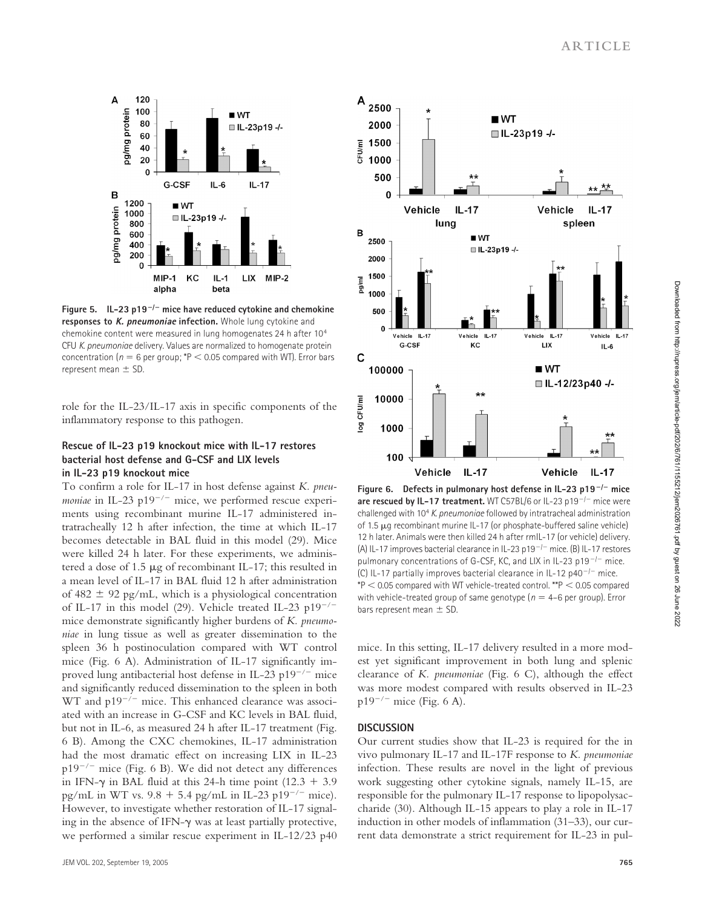**Figure 5. IL-23 p19$^{-/-}$ mice have reduced cytokine and chemokine responses to *K. pneumoniae* infection.** Whole lung cytokine and chemokine content were measured in lung homogenates 24 h after $10^4$ CFU *K. pneumoniae* delivery. Values are normalized to homogenate protein concentration ($n = 6$ per group; *$P < 0.05$ compared with WT). Error bars represent mean ± SD.

role for the IL-23/IL-17 axis in specific components of the inflammatory response to this pathogen.

### Rescue of IL-23 p19 knockout mice with IL-17 restores bacterial host defense and G-CSF and LIX levels in IL-23 p19 knockout mice

To confirm a role for IL-17 in host defense against *K. pneumoniae* in IL-23 p19$^{-/-}$ mice, we performed rescue experiments using recombinant murine IL-17 administered intratracheally 12 h after infection, the time at which IL-17 becomes detectable in BAL fluid in this model (29). Mice were killed 24 h later. For these experiments, we administered a dose of 1.5 μg of recombinant IL-17; this resulted in a mean level of IL-17 in BAL fluid 12 h after administration of 482 ± 92 pg/mL, which is a physiological concentration of IL-17 in this model (29). Vehicle treated IL-23 p19$^{-/-}$ mice demonstrate significantly higher burdens of *K. pneumoniae* in lung tissue as well as greater dissemination to the spleen 36 h postinoculation compared with WT control mice (Fig. 6 A). Administration of IL-17 significantly improved lung antibacterial host defense in IL-23 p19$^{-/-}$ mice and significantly reduced dissemination to the spleen in both WT and p19$^{-/-}$ mice. This enhanced clearance was associated with an increase in G-CSF and KC levels in BAL fluid, but not in IL-6, as measured 24 h after IL-17 treatment (Fig. 6 B). Among the CXC chemokines, IL-17 administration had the most dramatic effect on increasing LIX in IL-23 p19$^{-/-}$ mice (Fig. 6 B). We did not detect any differences in IFN-γ in BAL fluid at this 24-h time point (12.3 + 3.9 pg/mL in WT vs. 9.8 + 5.4 pg/mL in IL-23 p19$^{-/-}$ mice). However, to investigate whether restoration of IL-17 signaling in the absence of IFN-γ was at least partially protective, we performed a similar rescue experiment in IL-12/23 p40 mice. In this setting, IL-17 delivery resulted in a more modest yet significant improvement in both lung and splenic clearance of *K. pneumoniae* (Fig. 6 C), although the effect was more modest compared with results observed in IL-23 p19$^{-/-}$ mice (Fig. 6 A).

**Figure 6. Defects in pulmonary host defense in IL-23 p19$^{-/-}$ mice are rescued by IL-17 treatment.** WT C57BL/6 or IL-23 p19$^{-/-}$ mice were challenged with $10^4$ *K. pneumoniae* followed by intratracheal administration of 1.5 μg recombinant murine IL-17 (or phosphate-buffered saline vehicle) 12 h later. Animals were then killed 24 h after rmIL-17 (or vehicle) delivery. (A) IL-17 improves bacterial clearance in IL-23 p19$^{-/-}$ mice. (B) IL-17 restores pulmonary concentrations of G-CSF, KC, and LIX in IL-23 p19$^{-/-}$ mice. (C) IL-17 partially improves bacterial clearance in IL-12 p40$^{-/-}$ mice. *$P < 0.05$ compared with WT vehicle-treated control. **$P < 0.05$ compared with vehicle-treated group of same genotype ($n = 4$–6 per group). Error bars represent mean ± SD.

## DISCUSSION

Our current studies show that IL-23 is required for the in vivo pulmonary IL-17 and IL-17F response to *K. pneumoniae* infection. These results are novel in the light of previous work suggesting other cytokine signals, namely IL-15, are responsible for the pulmonary IL-17 response to lipopolysaccharide (30). Although IL-15 appears to play a role in IL-17 induction in other models of inflammation (31–33), our current data demonstrate a strict requirement for IL-23 in pul-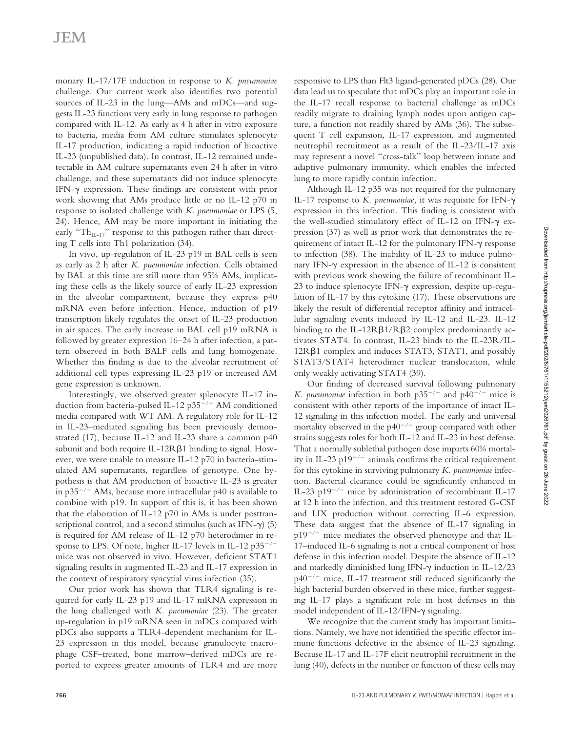monary IL-17/17F induction in response to *K. pneumoniae* challenge. Our current work also identifies two potential sources of IL-23 in the lung—AMs and mDCs—and suggests IL-23 functions very early in lung response to pathogen compared with IL-12. As early as 4 h after in vitro exposure to bacteria, media from AM culture stimulates splenocyte IL-17 production, indicating a rapid induction of bioactive IL-23 (unpublished data). In contrast, IL-12 remained undetectable in AM culture supernatants even 24 h after in vitro challenge, and these supernatants did not induce splenocyte IFN-γ expression. These findings are consistent with prior work showing that AMs produce little or no IL-12 p70 in response to isolated challenge with *K. pneumoniae* or LPS (5, 24). Hence, AM may be more important in initiating the early "$Th_{IL-17}$" response to this pathogen rather than directing T cells into Th1 polarization (34).

In vivo, up-regulation of IL-23 p19 in BAL cells is seen as early as 2 h after *K. pneumoniae* infection. Cells obtained by BAL at this time are still more than 95% AMs, implicating these cells as the likely source of early IL-23 expression in the alveolar compartment, because they express p40 mRNA even before infection. Hence, induction of p19 transcription likely regulates the onset of IL-23 production in air spaces. The early increase in BAL cell p19 mRNA is followed by greater expression 16–24 h after infection, a pattern observed in both BALF cells and lung homogenate. Whether this finding is due to the alveolar recruitment of additional cell types expressing IL-23 p19 or increased AM gene expression is unknown.

Interestingly, we observed greater splenocyte IL-17 induction from bacteria-pulsed IL-12 $p35^{-/-}$ AM conditioned media compared with WT AM. A regulatory role for IL-12 in IL-23–mediated signaling has been previously demonstrated (17), because IL-12 and IL-23 share a common p40 subunit and both require IL-12Rβ1 binding to signal. However, we were unable to measure IL-12 p70 in bacteria-stimulated AM supernatants, regardless of genotype. One hypothesis is that AM production of bioactive IL-23 is greater in $p35^{-/-}$ AMs, because more intracellular p40 is available to combine with p19. In support of this is, it has been shown that the elaboration of IL-12 p70 in AMs is under posttranscriptional control, and a second stimulus (such as IFN-γ) (5) is required for AM release of IL-12 p70 heterodimer in response to LPS. Of note, higher IL-17 levels in IL-12 $p35^{-/-}$ mice was not observed in vivo. However, deficient STAT1 signaling results in augmented IL-23 and IL-17 expression in the context of respiratory syncytial virus infection (35).

Our prior work has shown that TLR4 signaling is required for early IL-23 p19 and IL-17 mRNA expression in the lung challenged with *K. pneumoniae* (23). The greater up-regulation in p19 mRNA seen in mDCs compared with pDCs also supports a TLR4-dependent mechanism for IL-23 expression in this model, because granulocyte macrophage CSF–treated, bone marrow–derived mDCs are reported to express greater amounts of TLR4 and are more responsive to LPS than Flt3 ligand-generated pDCs (28). Our data lead us to speculate that mDCs play an important role in the IL-17 recall response to bacterial challenge as mDCs readily migrate to draining lymph nodes upon antigen capture, a function not readily shared by AMs (36). The subsequent T cell expansion, IL-17 expression, and augmented neutrophil recruitment as a result of the IL-23/IL-17 axis may represent a novel "cross-talk" loop between innate and adaptive pulmonary immunity, which enables the infected lung to more rapidly contain infection.

Although IL-12 p35 was not required for the pulmonary IL-17 response to *K. pneumoniae,* it was requisite for IFN-γ expression in this infection. This finding is consistent with the well-studied stimulatory effect of IL-12 on IFN-γ expression (37) as well as prior work that demonstrates the requirement of intact IL-12 for the pulmonary IFN-γ response to infection (38). The inability of IL-23 to induce pulmonary IFN-γ expression in the absence of IL-12 is consistent with previous work showing the failure of recombinant IL-23 to induce splenocyte IFN-γ expression, despite up-regulation of IL-17 by this cytokine (17). These observations are likely the result of differential receptor affinity and intracellular signaling events induced by IL-12 and IL-23. IL-12 binding to the IL-12Rβ1/Rβ2 complex predominantly activates STAT4. In contrast, IL-23 binds to the IL-23R/IL-12Rβ1 complex and induces STAT3, STAT1, and possibly STAT3/STAT4 heterodimer nuclear translocation, while only weakly activating STAT4 (39).

Our finding of decreased survival following pulmonary *K. pneumoniae* infection in both $p35^{-/-}$ and $p40^{-/-}$ mice is consistent with other reports of the importance of intact IL-12 signaling in this infection model. The early and universal mortality observed in the $p40^{-/-}$ group compared with other strains suggests roles for both IL-12 and IL-23 in host defense. That a normally sublethal pathogen dose imparts 60% mortality in IL-23 $p19^{-/-}$ animals confirms the critical requirement for this cytokine in surviving pulmonary *K. pneumoniae* infection. Bacterial clearance could be significantly enhanced in IL-23 $p19^{-/-}$ mice by administration of recombinant IL-17 at 12 h into the infection, and this treatment restored G-CSF and LIX production without correcting IL-6 expression. These data suggest that the absence of IL-17 signaling in $p19^{-/-}$ mice mediates the observed phenotype and that IL-17–induced IL-6 signaling is not a critical component of host defense in this infection model. Despite the absence of IL-12 and markedly diminished lung IFN-γ induction in IL-12/23 $p40^{-/-}$ mice, IL-17 treatment still reduced significantly the high bacterial burden observed in these mice, further suggesting IL-17 plays a significant role in host defenses in this model independent of IL-12/IFN-γ signaling.

We recognize that the current study has important limitations. Namely, we have not identified the specific effector immune functions defective in the absence of IL-23 signaling. Because IL-17 and IL-17F elicit neutrophil recruitment in the lung (40), defects in the number or function of these cells may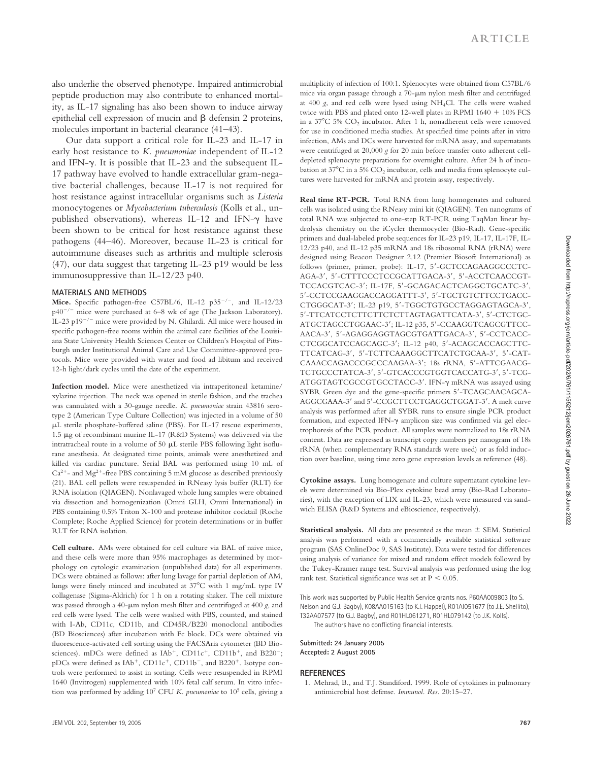also underlie the observed phenotype. Impaired antimicrobial peptide production may also contribute to enhanced mortality, as IL-17 signaling has also been shown to induce airway epithelial cell expression of mucin and β defensin 2 proteins, molecules important in bacterial clearance (41–43).

Our data support a critical role for IL-23 and IL-17 in early host resistance to *K. pneumoniae* independent of IL-12 and IFN-γ. It is possible that IL-23 and the subsequent IL-17 pathway have evolved to handle extracellular gram-negative bacterial challenges, because IL-17 is not required for host resistance against intracellular organisms such as *Listeria* monocytogenes or *Mycobacterium tuberculosis* (Kolls et al., unpublished observations), whereas IL-12 and IFN-γ have been shown to be critical for host resistance against these pathogens (44–46). Moreover, because IL-23 is critical for autoimmune diseases such as arthritis and multiple sclerosis (47), our data suggest that targeting IL-23 p19 would be less immunosuppressive than IL-12/23 p40.

## MATERIALS AND METHODS

**Mice.** Specific pathogen-free C57BL/6, IL-12 p35$^{-/-}$, and IL-12/23 p40$^{-/-}$ mice were purchased at 6–8 wk of age (The Jackson Laboratory). IL-23 p19$^{-/-}$ mice were provided by N. Ghilardi. All mice were housed in specific pathogen-free rooms within the animal care facilities of the Louisiana State University Health Sciences Center or Children's Hospital of Pittsburgh under Institutional Animal Care and Use Committee-approved protocols. Mice were provided with water and food ad libitum and received 12-h light/dark cycles until the date of the experiment.

**Infection model.** Mice were anesthetized via intraperitoneal ketamine/xylazine injection. The neck was opened in sterile fashion, and the trachea was cannulated with a 30-gauge needle. *K. pneumoniae* strain 43816 serotype 2 (American Type Culture Collection) was injected in a volume of 50 μL sterile phosphate-buffered saline (PBS). For IL-17 rescue experiments, 1.5 μg of recombinant murine IL-17 (R&D Systems) was delivered via the intratracheal route in a volume of 50 μL sterile PBS following light isoflurane anesthesia. At designated time points, animals were anesthetized and killed via cardiac puncture. Serial BAL was performed using 10 mL of $Ca^{2+}$- and $Mg^{2+}$-free PBS containing 5 mM glucose as described previously (21). BAL cell pellets were resuspended in RNeasy lysis buffer (RLT) for RNA isolation (QIAGEN). Nonlavaged whole lung samples were obtained via dissection and homogenization (Omni GLH, Omni International) in PBS containing 0.5% Triton X-100 and protease inhibitor cocktail (Roche Complete; Roche Applied Science) for protein determinations or in buffer RLT for RNA isolation.

**Cell culture.** AMs were obtained for cell culture via BAL of naive mice, and these cells were more than 95% macrophages as determined by morphology on cytologic examination (unpublished data) for all experiments. DCs were obtained as follows: after lung lavage for partial depletion of AM, lungs were finely minced and incubated at 37°C with 1 mg/mL type IV collagenase (Sigma-Aldrich) for 1 h on a rotating shaker. The cell mixture was passed through a 40-μm nylon mesh filter and centrifuged at 400 *g*, and red cells were lysed. The cells were washed with PBS, counted, and stained with I-Ab, CD11c, CD11b, and CD45R/B220 monoclonal antibodies (BD Biosciences) after incubation with Fc block. DCs were obtained via fluorescence-activated cell sorting using the FACSAria cytometer (BD Biosciences). mDCs were defined as IAb$^+$, CD11c$^+$, CD11b$^+$, and B220$^-$; pDCs were defined as IAb$^+$, CD11c$^+$, CD11b$^-$, and B220$^+$. Isotype controls were performed to assist in sorting. Cells were resuspended in RPMI 1640 (Invitrogen) supplemented with 10% fetal calf serum. In vitro infection was performed by adding $10^7$ CFU *K. pneumoniae* to $10^5$ cells, giving a multiplicity of infection of 100:1. Splenocytes were obtained from C57BL/6 mice via organ passage through a 70-μm nylon mesh filter and centrifuged at 400 *g*, and red cells were lysed using $NH_4Cl$. The cells were washed twice with PBS and plated onto 12-well plates in RPMI 1640 + 10% FCS in a 37°C 5% $CO_2$ incubator. After 1 h, nonadherent cells were removed for use in conditioned media studies. At specified time points after in vitro infection, AMs and DCs were harvested for mRNA assay, and supernatants were centrifuged at 20,000 *g* for 20 min before transfer onto adherent cell-depleted splenocyte preparations for overnight culture. After 24 h of incubation at 37°C in a 5% $CO_2$ incubator, cells and media from splenocyte cultures were harvested for mRNA and protein assay, respectively.

**Real time RT-PCR.** Total RNA from lung homogenates and cultured cells was isolated using the RNeasy mini kit (QIAGEN). Ten nanograms of total RNA was subjected to one-step RT-PCR using TaqMan linear hydrolysis chemistry on the iCycler thermocycler (Bio-Rad). Gene-specific primers and dual-labeled probe sequences for IL-23 p19, IL-17, IL-17F, IL-12/23 p40, and IL-12 p35 mRNA and 18s ribosomal RNA (rRNA) were designed using Beacon Designer 2.12 (Premier Biosoft International) as follows (primer, primer, probe): IL-17, 5′-GCTCCAGAAGGCCCTC-AGA-3′, 5′-CTTTCCCTCCGCATTGACA-3′, 5′-ACCTCAACCGT-TCCACGTCAC-3′; IL-17F, 5′-GCAGACACTCAGGCTGCATC-3′, 5′-CCTCCGAAGGACCAGGATTT-3′, 5′-TGCTGTCTTCCTGACC-CTGGGCAT-3′; IL-23 p19, 5′-TGGCTGTGCCTAGGAGTAGCA-3′, 5′-TTCATCCTCTTCTTCTCTTAGTAGATTCATA-3′, 5′-CTCTGC-ATGCTAGCCTGGAAC-3′; IL-12 p35, 5′-CCAAGGTCAGCGTTCC-AACA-3′, 5′-AGAGGAGGTAGCGTGATTGACA-3′, 5′-CCTCACC-CTCGGCATCCAGCAGC-3′; IL-12 p40, 5′-ACAGCACCAGCTTC-TTCATCAG-3′, 5′-TCTTCAAAGGCTTCATCTGCAA-3′, 5′-CAT-CAAACCAGACCCGCCCAAGAA-3′; 18s rRNA, 5′-ATTCGAACG-TCTGCCCTATCA-3′, 5′-GTCACCCGTGGTCACCATG-3′, 5′-TCG-ATGGTAGTCGCCGTGCCTACC-3′. IFN-γ mRNA was assayed using SYBR Green dye and the gene-specific primers 5′-TCAGCAACAGCA-AGGCGAAA-3′ and 5′-CCGCTTCCTGAGGCTGGAT-3′. A melt curve analysis was performed after all SYBR runs to ensure single PCR product formation, and expected IFN-γ amplicon size was confirmed via gel electrophoresis of the PCR product. All samples were normalized to 18s rRNA content. Data are expressed as transcript copy numbers per nanogram of 18s rRNA (when complementary RNA standards were used) or as fold induction over baseline, using time zero gene expression levels as reference (48).

**Cytokine assays.** Lung homogenate and culture supernatant cytokine levels were determined via Bio-Plex cytokine bead array (Bio-Rad Laboratories), with the exception of LIX and IL-23, which were measured via sandwich ELISA (R&D Systems and eBioscience, respectively).

**Statistical analysis.** All data are presented as the mean ± SEM. Statistical analysis was performed with a commercially available statistical software program (SAS OnlineDoc 9, SAS Institute). Data were tested for differences using analysis of variance for mixed and random effect models followed by the Tukey-Kramer range test. Survival analysis was performed using the log rank test. Statistical significance was set at $P < 0.05$.

This work was supported by Public Health Service grants nos. P60AA009803 (to S. Nelson and G.J. Bagby), K08AA015163 (to K.I. Happel), R01AI051677 (to J.E. Shellito), T32AA07577 (to G.J. Bagby), and R01HL061271, R01HL079142 (to J.K. Kolls).

The authors have no conflicting financial interests.

**Submitted: 24 January 2005**
**Accepted: 2 August 2005**

## REFERENCES

1. Mehrad, B., and T.J. Standiford. 1999. Role of cytokines in pulmonary antimicrobial host defense. *Immunol. Res.* 20:15–27.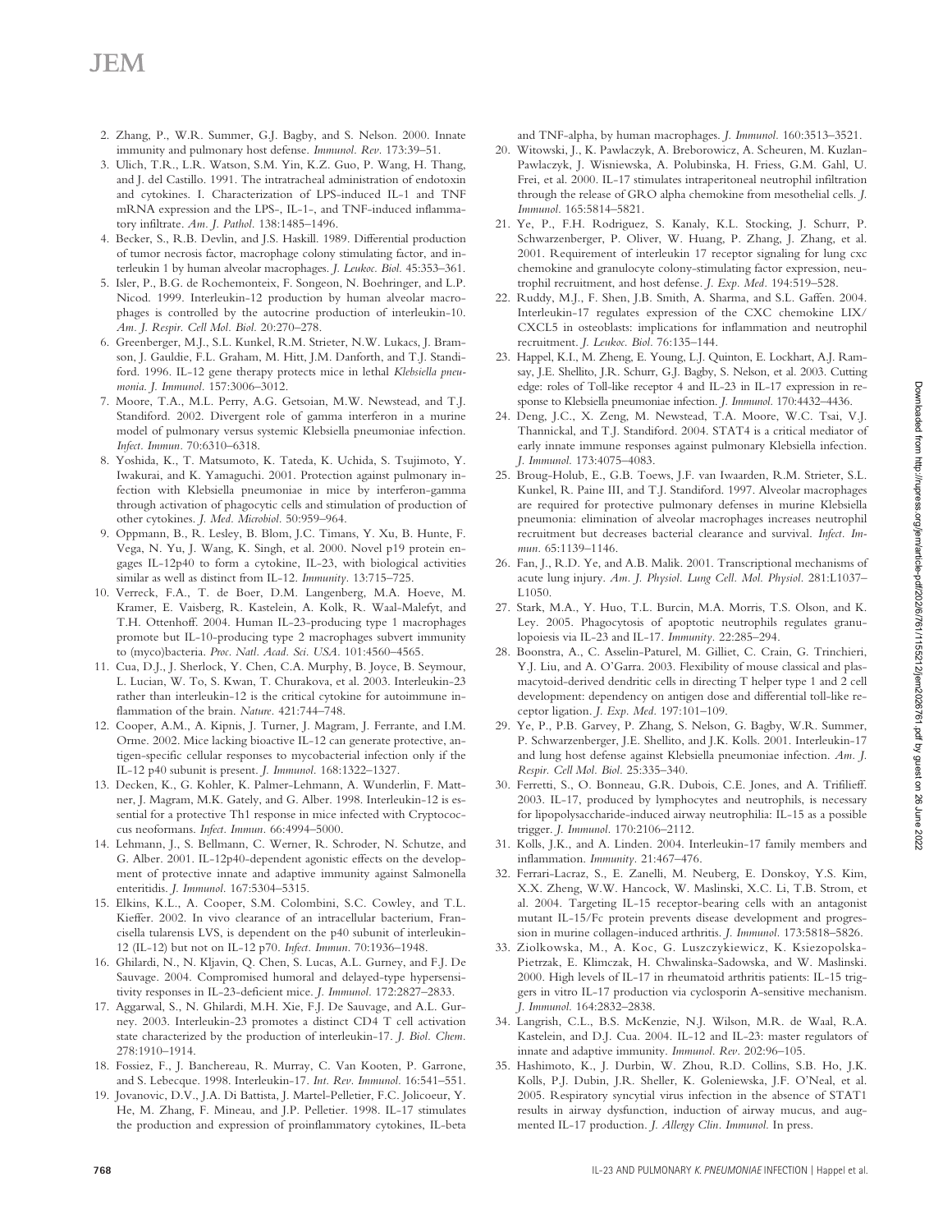2. Zhang, P., W.R. Summer, G.J. Bagby, and S. Nelson. 2000. Innate immunity and pulmonary host defense. *Immunol. Rev.* 173:39–51.
3. Ulich, T.R., L.R. Watson, S.M. Yin, K.Z. Guo, P. Wang, H. Thang, and J. del Castillo. 1991. The intratracheal administration of endotoxin and cytokines. I. Characterization of LPS-induced IL-1 and TNF mRNA expression and the LPS-, IL-1-, and TNF-induced inflammatory infiltrate. *Am. J. Pathol.* 138:1485–1496.
4. Becker, S., R.B. Devlin, and J.S. Haskill. 1989. Differential production of tumor necrosis factor, macrophage colony stimulating factor, and interleukin 1 by human alveolar macrophages. *J. Leukoc. Biol.* 45:353–361.
5. Isler, P., B.G. de Rochemonteix, F. Songeon, N. Boehringer, and L.P. Nicod. 1999. Interleukin-12 production by human alveolar macrophages is controlled by the autocrine production of interleukin-10. *Am. J. Respir. Cell Mol. Biol.* 20:270–278.
6. Greenberger, M.J., S.L. Kunkel, R.M. Strieter, N.W. Lukacs, J. Bramson, J. Gauldie, F.L. Graham, M. Hitt, J.M. Danforth, and T.J. Standiford. 1996. IL-12 gene therapy protects mice in lethal *Klebsiella pneumonia*. *J. Immunol.* 157:3006–3012.
7. Moore, T.A., M.L. Perry, A.G. Getsoian, M.W. Newstead, and T.J. Standiford. 2002. Divergent role of gamma interferon in a murine model of pulmonary versus systemic Klebsiella pneumoniae infection. *Infect. Immun.* 70:6310–6318.
8. Yoshida, K., T. Matsumoto, K. Tateda, K. Uchida, S. Tsujimoto, Y. Iwakurai, and K. Yamaguchi. 2001. Protection against pulmonary infection with Klebsiella pneumoniae in mice by interferon-gamma through activation of phagocytic cells and stimulation of production of other cytokines. *J. Med. Microbiol.* 50:959–964.
9. Oppmann, B., R. Lesley, B. Blom, J.C. Timans, Y. Xu, B. Hunte, F. Vega, N. Yu, J. Wang, K. Singh, et al. 2000. Novel p19 protein engages IL-12p40 to form a cytokine, IL-23, with biological activities similar as well as distinct from IL-12. *Immunity.* 13:715–725.
10. Verreck, F.A., T. de Boer, D.M. Langenberg, M.A. Hoeve, M. Kramer, E. Vaisberg, R. Kastelein, A. Kolk, R. Waal-Malefyt, and T.H. Ottenhoff. 2004. Human IL-23-producing type 1 macrophages promote but IL-10-producing type 2 macrophages subvert immunity to (myco)bacteria. *Proc. Natl. Acad. Sci. USA.* 101:4560–4565.
11. Cua, D.J., J. Sherlock, Y. Chen, C.A. Murphy, B. Joyce, B. Seymour, L. Lucian, W. To, S. Kwan, T. Churakova, et al. 2003. Interleukin-23 rather than interleukin-12 is the critical cytokine for autoimmune inflammation of the brain. *Nature.* 421:744–748.
12. Cooper, A.M., A. Kipnis, J. Turner, J. Magram, J. Ferrante, and I.M. Orme. 2002. Mice lacking bioactive IL-12 can generate protective, antigen-specific cellular responses to mycobacterial infection only if the IL-12 p40 subunit is present. *J. Immunol.* 168:1322–1327.
13. Decken, K., G. Kohler, K. Palmer-Lehmann, A. Wunderlin, F. Mattner, J. Magram, M.K. Gately, and G. Alber. 1998. Interleukin-12 is essential for a protective Th1 response in mice infected with Cryptococcus neoformans. *Infect. Immun.* 66:4994–5000.
14. Lehmann, J., S. Bellmann, C. Werner, R. Schroder, N. Schutze, and G. Alber. 2001. IL-12p40-dependent agonistic effects on the development of protective innate and adaptive immunity against Salmonella enteritidis. *J. Immunol.* 167:5304–5315.
15. Elkins, K.L., A. Cooper, S.M. Colombini, S.C. Cowley, and T.L. Kieffer. 2002. In vivo clearance of an intracellular bacterium, Francisella tularensis LVS, is dependent on the p40 subunit of interleukin-12 (IL-12) but not on IL-12 p70. *Infect. Immun.* 70:1936–1948.
16. Ghilardi, N., N. Kljavin, Q. Chen, S. Lucas, A.L. Gurney, and F.J. De Sauvage. 2004. Compromised humoral and delayed-type hypersensitivity responses in IL-23-deficient mice. *J. Immunol.* 172:2827–2833.
17. Aggarwal, S., N. Ghilardi, M.H. Xie, F.J. De Sauvage, and A.L. Gurney. 2003. Interleukin-23 promotes a distinct CD4 T cell activation state characterized by the production of interleukin-17. *J. Biol. Chem.* 278:1910–1914.
18. Fossiez, F., J. Banchereau, R. Murray, C. Van Kooten, P. Garrone, and S. Lebecque. 1998. Interleukin-17. *Int. Rev. Immunol.* 16:541–551.
19. Jovanovic, D.V., J.A. Di Battista, J. Martel-Pelletier, F.C. Jolicoeur, Y. He, M. Zhang, F. Mineau, and J.P. Pelletier. 1998. IL-17 stimulates the production and expression of proinflammatory cytokines, IL-beta and TNF-alpha, by human macrophages. *J. Immunol.* 160:3513–3521.
20. Witowski, J., K. Pawlaczyk, A. Breborowicz, A. Scheuren, M. Kuzlan-Pawlaczyk, J. Wisniewska, A. Polubinska, H. Friess, G.M. Gahl, U. Frei, et al. 2000. IL-17 stimulates intraperitoneal neutrophil infiltration through the release of GRO alpha chemokine from mesothelial cells. *J. Immunol.* 165:5814–5821.
21. Ye, P., F.H. Rodriguez, S. Kanaly, K.L. Stocking, J. Schurr, P. Schwarzenberger, P. Oliver, W. Huang, P. Zhang, J. Zhang, et al. 2001. Requirement of interleukin 17 receptor signaling for lung cxc chemokine and granulocyte colony-stimulating factor expression, neutrophil recruitment, and host defense. *J. Exp. Med.* 194:519–528.
22. Ruddy, M.J., F. Shen, J.B. Smith, A. Sharma, and S.L. Gaffen. 2004. Interleukin-17 regulates expression of the CXC chemokine LIX/CXCL5 in osteoblasts: implications for inflammation and neutrophil recruitment. *J. Leukoc. Biol.* 76:135–144.
23. Happel, K.I., M. Zheng, E. Young, L.J. Quinton, E. Lockhart, A.J. Ramsay, J.E. Shellito, J.R. Schurr, G.J. Bagby, S. Nelson, et al. 2003. Cutting edge: roles of Toll-like receptor 4 and IL-23 in IL-17 expression in response to Klebsiella pneumoniae infection. *J. Immunol.* 170:4432–4436.
24. Deng, J.C., X. Zeng, M. Newstead, T.A. Moore, W.C. Tsai, V.J. Thannickal, and T.J. Standiford. 2004. STAT4 is a critical mediator of early innate immune responses against pulmonary Klebsiella infection. *J. Immunol.* 173:4075–4083.
25. Broug-Holub, E., G.B. Toews, J.F. van Iwaarden, R.M. Strieter, S.L. Kunkel, R. Paine III, and T.J. Standiford. 1997. Alveolar macrophages are required for protective pulmonary defenses in murine Klebsiella pneumonia: elimination of alveolar macrophages increases neutrophil recruitment but decreases bacterial clearance and survival. *Infect. Immun.* 65:1139–1146.
26. Fan, J., R.D. Ye, and A.B. Malik. 2001. Transcriptional mechanisms of acute lung injury. *Am. J. Physiol. Lung Cell. Mol. Physiol.* 281:L1037–L1050.
27. Stark, M.A., Y. Huo, T.L. Burcin, M.A. Morris, T.S. Olson, and K. Ley. 2005. Phagocytosis of apoptotic neutrophils regulates granulopoiesis via IL-23 and IL-17. *Immunity.* 22:285–294.
28. Boonstra, A., C. Asselin-Paturel, M. Gilliet, C. Crain, G. Trinchieri, Y.J. Liu, and A. O'Garra. 2003. Flexibility of mouse classical and plasmacytoid-derived dendritic cells in directing T helper type 1 and 2 cell development: dependency on antigen dose and differential toll-like receptor ligation. *J. Exp. Med.* 197:101–109.
29. Ye, P., P.B. Garvey, P. Zhang, S. Nelson, G. Bagby, W.R. Summer, P. Schwarzenberger, J.E. Shellito, and J.K. Kolls. 2001. Interleukin-17 and lung host defense against Klebsiella pneumoniae infection. *Am. J. Respir. Cell Mol. Biol.* 25:335–340.
30. Ferretti, S., O. Bonneau, G.R. Dubois, C.E. Jones, and A. Trifilieff. 2003. IL-17, produced by lymphocytes and neutrophils, is necessary for lipopolysaccharide-induced airway neutrophilia: IL-15 as a possible trigger. *J. Immunol.* 170:2106–2112.
31. Kolls, J.K., and A. Linden. 2004. Interleukin-17 family members and inflammation. *Immunity.* 21:467–476.
32. Ferrari-Lacraz, S., E. Zanelli, M. Neuberg, E. Donskoy, Y.S. Kim, X.X. Zheng, W.W. Hancock, W. Maslinski, X.C. Li, T.B. Strom, et al. 2004. Targeting IL-15 receptor-bearing cells with an antagonist mutant IL-15/Fc protein prevents disease development and progression in murine collagen-induced arthritis. *J. Immunol.* 173:5818–5826.
33. Ziolkowska, M., A. Koc, G. Luszczykiewicz, K. Ksiezopolska-Pietrzak, E. Klimczak, H. Chwalinska-Sadowska, and W. Maslinski. 2000. High levels of IL-17 in rheumatoid arthritis patients: IL-15 triggers in vitro IL-17 production via cyclosporin A-sensitive mechanism. *J. Immunol.* 164:2832–2838.
34. Langrish, C.L., B.S. McKenzie, N.J. Wilson, M.R. de Waal, R.A. Kastelein, and D.J. Cua. 2004. IL-12 and IL-23: master regulators of innate and adaptive immunity. *Immunol. Rev.* 202:96–105.
35. Hashimoto, K., J. Durbin, W. Zhou, R.D. Collins, S.B. Ho, J.K. Kolls, P.J. Dubin, J.R. Sheller, K. Goleniewska, J.F. O'Neal, et al. 2005. Respiratory syncytial virus infection in the absence of STAT1 results in airway dysfunction, induction of airway mucus, and augmented IL-17 production. *J. Allergy Clin. Immunol.* In press.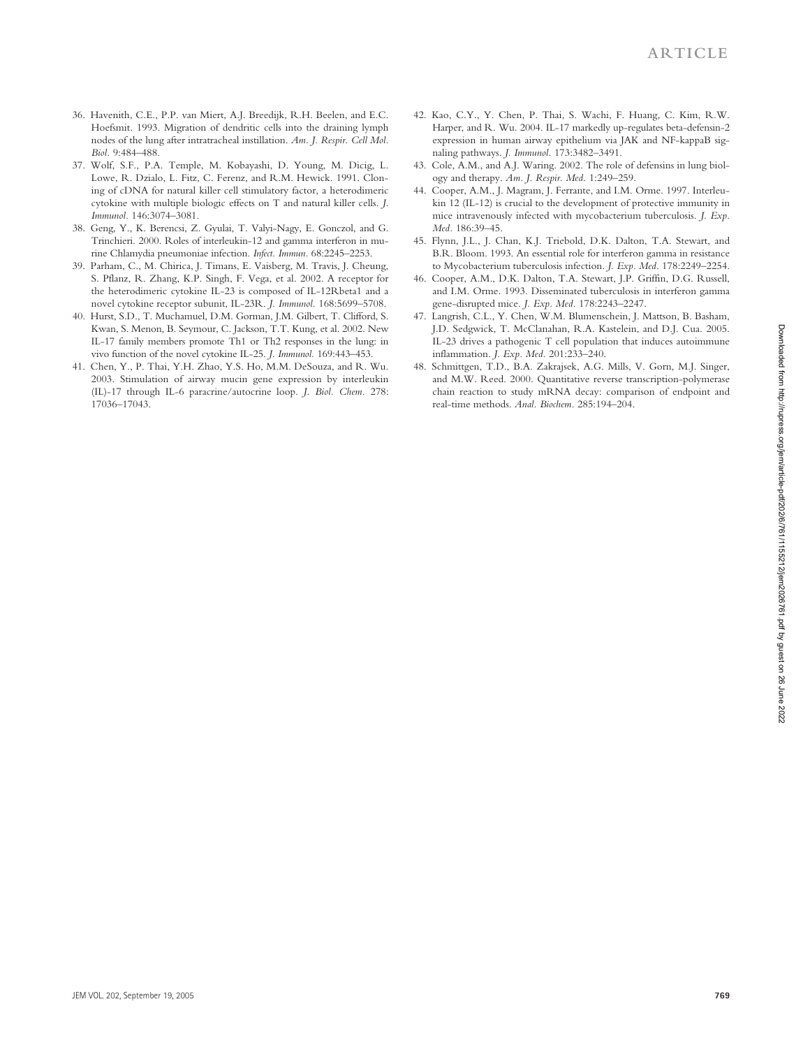36. Havenith, C.E., P.P. van Miert, A.J. Breedijk, R.H. Beelen, and E.C. Hoefsmit. 1993. Migration of dendritic cells into the draining lymph nodes of the lung after intratracheal instillation. *Am. J. Respir. Cell Mol. Biol.* 9:484–488.
37. Wolf, S.F., P.A. Temple, M. Kobayashi, D. Young, M. Dicig, L. Lowe, R. Dzialo, L. Fitz, C. Ferenz, and R.M. Hewick. 1991. Cloning of cDNA for natural killer cell stimulatory factor, a heterodimeric cytokine with multiple biologic effects on T and natural killer cells. *J. Immunol.* 146:3074–3081.
38. Geng, Y., K. Berencsi, Z. Gyulai, T. Valyi-Nagy, E. Gonczol, and G. Trinchieri. 2000. Roles of interleukin-12 and gamma interferon in murine Chlamydia pneumoniae infection. *Infect. Immun.* 68:2245–2253.
39. Parham, C., M. Chirica, J. Timans, E. Vaisberg, M. Travis, J. Cheung, S. Pflanz, R. Zhang, K.P. Singh, F. Vega, et al. 2002. A receptor for the heterodimeric cytokine IL-23 is composed of IL-12Rbeta1 and a novel cytokine receptor subunit, IL-23R. *J. Immunol.* 168:5699–5708.
40. Hurst, S.D., T. Muchamuel, D.M. Gorman, J.M. Gilbert, T. Clifford, S. Kwan, S. Menon, B. Seymour, C. Jackson, T.T. Kung, et al. 2002. New IL-17 family members promote Th1 or Th2 responses in the lung: in vivo function of the novel cytokine IL-25. *J. Immunol.* 169:443–453.
41. Chen, Y., P. Thai, Y.H. Zhao, Y.S. Ho, M.M. DeSouza, and R. Wu. 2003. Stimulation of airway mucin gene expression by interleukin (IL)-17 through IL-6 paracrine/autocrine loop. *J. Biol. Chem.* 278: 17036–17043.
42. Kao, C.Y., Y. Chen, P. Thai, S. Wachi, F. Huang, C. Kim, R.W. Harper, and R. Wu. 2004. IL-17 markedly up-regulates beta-defensin-2 expression in human airway epithelium via JAK and NF-kappaB signaling pathways. *J. Immunol.* 173:3482–3491.
43. Cole, A.M., and A.J. Waring. 2002. The role of defensins in lung biology and therapy. *Am. J. Respir. Med.* 1:249–259.
44. Cooper, A.M., J. Magram, J. Ferrante, and I.M. Orme. 1997. Interleukin 12 (IL-12) is crucial to the development of protective immunity in mice intravenously infected with mycobacterium tuberculosis. *J. Exp. Med.* 186:39–45.
45. Flynn, J.L., J. Chan, K.J. Triebold, D.K. Dalton, T.A. Stewart, and B.R. Bloom. 1993. An essential role for interferon gamma in resistance to Mycobacterium tuberculosis infection. *J. Exp. Med.* 178:2249–2254.
46. Cooper, A.M., D.K. Dalton, T.A. Stewart, J.P. Griffin, D.G. Russell, and I.M. Orme. 1993. Disseminated tuberculosis in interferon gamma gene-disrupted mice. *J. Exp. Med.* 178:2243–2247.
47. Langrish, C.L., Y. Chen, W.M. Blumenschein, J. Mattson, B. Basham, J.D. Sedgwick, T. McClanahan, R.A. Kastelein, and D.J. Cua. 2005. IL-23 drives a pathogenic T cell population that induces autoimmune inflammation. *J. Exp. Med.* 201:233–240.
48. Schmittgen, T.D., B.A. Zakrajsek, A.G. Mills, V. Gorn, M.J. Singer, and M.W. Reed. 2000. Quantitative reverse transcription-polymerase chain reaction to study mRNA decay: comparison of endpoint and real-time methods. *Anal. Biochem.* 285:194–204.